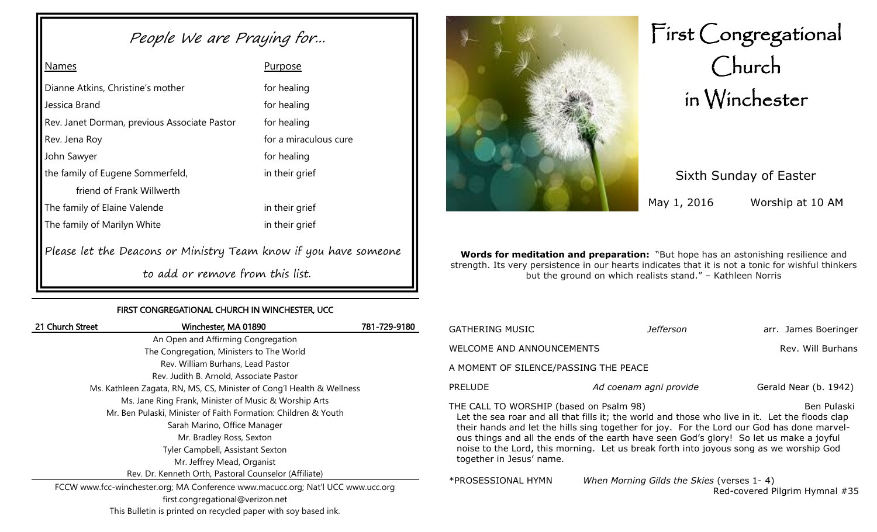## People We are Praying for...

| Names | Purpose |
| --- | --- |
| Dianne Atkins, Christine's mother | for healing |
| Jessica Brand | for healing |
| Rev. Janet Dorman, previous Associate Pastor | for healing |
| Rev. Jena Roy | for a miraculous cure |
| John Sawyer | for healing |
| the family of Eugene Sommerfeld, friend of Frank Willwerth | in their grief |
| The family of Elaine Valende | in their grief |
| The family of Marilyn White | in their grief |

*Please let the Deacons or Ministry Team know if you have someone to add or remove from this list.*

**FIRST CONGREGATIONAL CHURCH IN WINCHESTER, UCC**

21 Church Street | Winchester, MA 01890 | 781-729-9180

An Open and Affirming Congregation
The Congregation, Ministers to The World
Rev. William Burhans, Lead Pastor
Rev. Judith B. Arnold, Associate Pastor
Ms. Kathleen Zagata, RN, MS, CS, Minister of Cong'l Health & Wellness
Ms. Jane Ring Frank, Minister of Music & Worship Arts
Mr. Ben Pulaski, Minister of Faith Formation: Children & Youth
Sarah Marino, Office Manager
Mr. Bradley Ross, Sexton
Tyler Campbell, Assistant Sexton
Mr. Jeffrey Mead, Organist
Rev. Dr. Kenneth Orth, Pastoral Counselor (Affiliate)

FCCW www.fcc-winchester.org; MA Conference www.macucc.org; Nat'l UCC www.ucc.org
first.congregational@verizon.net
This Bulletin is printed on recycled paper with soy based ink.

# First Congregational Church in Winchester

Sixth Sunday of Easter

May 1, 2016 Worship at 10 AM

**Words for meditation and preparation:** "But hope has an astonishing resilience and strength. Its very persistence in our hearts indicates that it is not a tonic for wishful thinkers but the ground on which realists stand." – Kathleen Norris

GATHERING MUSIC *Jefferson* arr. James Boeringer

WELCOME AND ANNOUNCEMENTS Rev. Will Burhans

A MOMENT OF SILENCE/PASSING THE PEACE

PRELUDE *Ad coenam agni provide* Gerald Near (b. 1942)

THE CALL TO WORSHIP (based on Psalm 98) Ben Pulaski

Let the sea roar and all that fills it; the world and those who live in it. Let the floods clap their hands and let the hills sing together for joy. For the Lord our God has done marvelous things and all the ends of the earth have seen God's glory! So let us make a joyful noise to the Lord, this morning. Let us break forth into joyous song as we worship God together in Jesus' name.

*PROSESSIONAL HYMN *When Morning Gilds the Skies* (verses 1- 4)
Red-covered Pilgrim Hymnal #35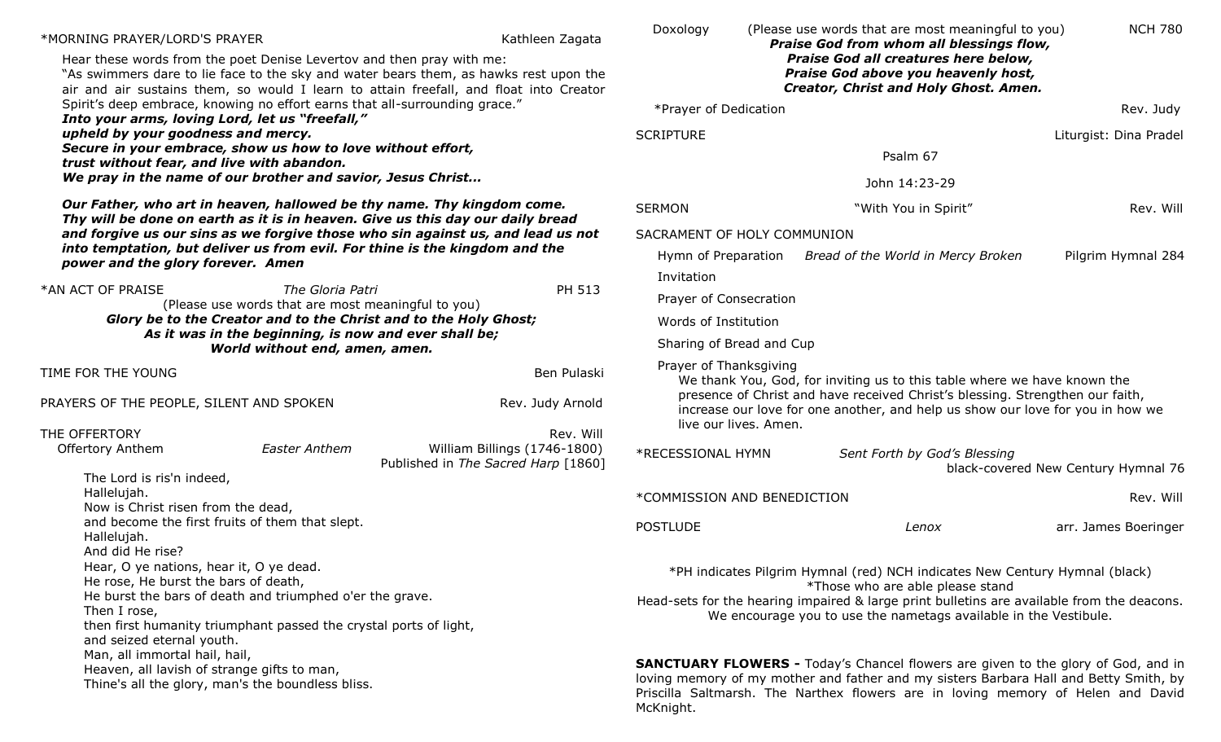*MORNING PRAYER/LORD'S PRAYER — Kathleen Zagata

Hear these words from the poet Denise Levertov and then pray with me:
"As swimmers dare to lie face to the sky and water bears them, as hawks rest upon the air and air sustains them, so would I learn to attain freefall, and float into Creator Spirit's deep embrace, knowing no effort earns that all-surrounding grace."

***Into your arms, loving Lord, let us "freefall,"***
***upheld by your goodness and mercy.***
***Secure in your embrace, show us how to love without effort,***
***trust without fear, and live with abandon.***
***We pray in the name of our brother and savior, Jesus Christ...***

***Our Father, who art in heaven, hallowed be thy name. Thy kingdom come. Thy will be done on earth as it is in heaven. Give us this day our daily bread and forgive us our sins as we forgive those who sin against us, and lead us not into temptation, but deliver us from evil. For thine is the kingdom and the power and the glory forever. Amen***

*AN ACT OF PRAISE — *The Gloria Patri* — PH 513

(Please use words that are most meaningful to you)

***Glory be to the Creator and to the Christ and to the Holy Ghost;***
***As it was in the beginning, is now and ever shall be;***
***World without end, amen, amen.***

TIME FOR THE YOUNG — Ben Pulaski

PRAYERS OF THE PEOPLE, SILENT AND SPOKEN — Rev. Judy Arnold

THE OFFERTORY — Rev. Will

Offertory Anthem — *Easter Anthem* — William Billings (1746-1800)
Published in *The Sacred Harp* [1860]

The Lord is ris'n indeed,
Hallelujah.
Now is Christ risen from the dead,
and become the first fruits of them that slept.
Hallelujah.
And did He rise?
Hear, O ye nations, hear it, O ye dead.
He rose, He burst the bars of death,
He burst the bars of death and triumphed o'er the grave.
Then I rose,
then first humanity triumphant passed the crystal ports of light,
and seized eternal youth.
Man, all immortal hail, hail,
Heaven, all lavish of strange gifts to man,
Thine's all the glory, man's the boundless bliss.

Doxology — (Please use words that are most meaningful to you) — NCH 780

***Praise God from whom all blessings flow,***
***Praise God all creatures here below,***
***Praise God above you heavenly host,***
***Creator, Christ and Holy Ghost. Amen.***

*Prayer of Dedication — Rev. Judy

SCRIPTURE — Liturgist: Dina Pradel

Psalm 67

John 14:23-29

SERMON — "With You in Spirit" — Rev. Will

SACRAMENT OF HOLY COMMUNION

Hymn of Preparation — *Bread of the World in Mercy Broken* — Pilgrim Hymnal 284

Invitation

Prayer of Consecration

Words of Institution

Sharing of Bread and Cup

Prayer of Thanksgiving

We thank You, God, for inviting us to this table where we have known the presence of Christ and have received Christ's blessing. Strengthen our faith, increase our love for one another, and help us show our love for you in how we live our lives. Amen.

*RECESSIONAL HYMN — *Sent Forth by God's Blessing* — black-covered New Century Hymnal 76

*COMMISSION AND BENEDICTION — Rev. Will

POSTLUDE — *Lenox* — arr. James Boeringer

*PH indicates Pilgrim Hymnal (red) NCH indicates New Century Hymnal (black)
*Those who are able please stand
Head-sets for the hearing impaired & large print bulletins are available from the deacons.
We encourage you to use the nametags available in the Vestibule.

**SANCTUARY FLOWERS -** Today's Chancel flowers are given to the glory of God, and in loving memory of my mother and father and my sisters Barbara Hall and Betty Smith, by Priscilla Saltmarsh. The Narthex flowers are in loving memory of Helen and David McKnight.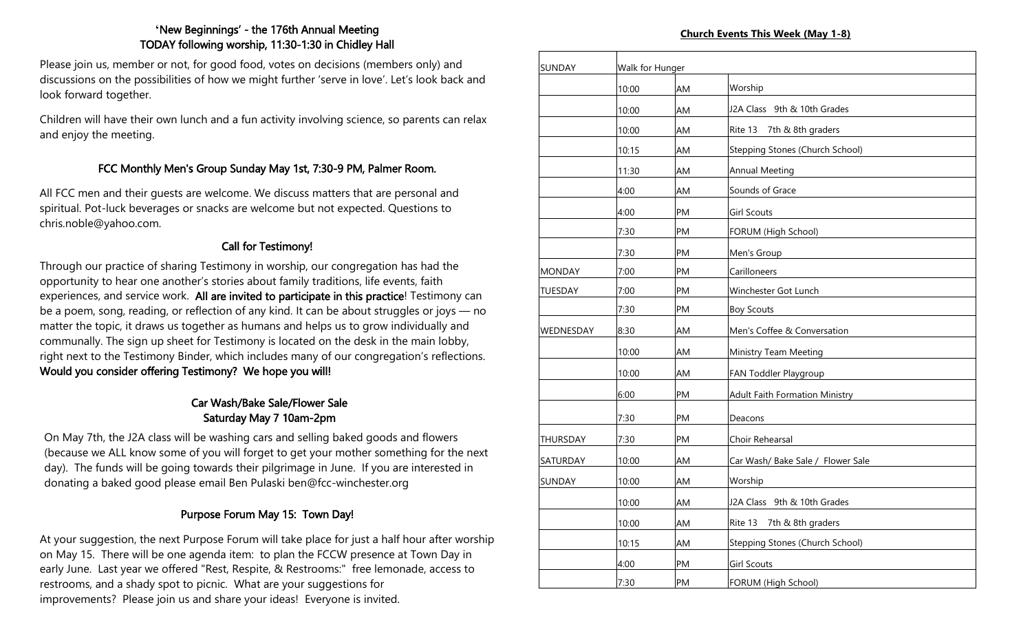### 'New Beginnings' - the 176th Annual Meeting
### TODAY following worship, 11:30-1:30 in Chidley Hall

Please join us, member or not, for good food, votes on decisions (members only) and discussions on the possibilities of how we might further 'serve in love'. Let's look back and look forward together.

Children will have their own lunch and a fun activity involving science, so parents can relax and enjoy the meeting.

### FCC Monthly Men's Group Sunday May 1st, 7:30-9 PM, Palmer Room.

All FCC men and their guests are welcome. We discuss matters that are personal and spiritual. Pot-luck beverages or snacks are welcome but not expected. Questions to chris.noble@yahoo.com.

### Call for Testimony!

Through our practice of sharing Testimony in worship, our congregation has had the opportunity to hear one another's stories about family traditions, life events, faith experiences, and service work. **All are invited to participate in this practice**! Testimony can be a poem, song, reading, or reflection of any kind. It can be about struggles or joys — no matter the topic, it draws us together as humans and helps us to grow individually and communally. The sign up sheet for Testimony is located on the desk in the main lobby, right next to the Testimony Binder, which includes many of our congregation's reflections. **Would you consider offering Testimony? We hope you will!**

### Car Wash/Bake Sale/Flower Sale
### Saturday May 7 10am-2pm

On May 7th, the J2A class will be washing cars and selling baked goods and flowers (because we ALL know some of you will forget to get your mother something for the next day). The funds will be going towards their pilgrimage in June. If you are interested in donating a baked good please email Ben Pulaski ben@fcc-winchester.org

### Purpose Forum May 15: Town Day!

At your suggestion, the next Purpose Forum will take place for just a half hour after worship on May 15. There will be one agenda item: to plan the FCCW presence at Town Day in early June. Last year we offered "Rest, Respite, & Restrooms:" free lemonade, access to restrooms, and a shady spot to picnic. What are your suggestions for improvements? Please join us and share your ideas! Everyone is invited.

**Church Events This Week (May 1-8)**

| | | | |
|---|---|---|---|
| SUNDAY | Walk for Hunger | | |
| | 10:00 | AM | Worship |
| | 10:00 | AM | J2A Class 9th & 10th Grades |
| | 10:00 | AM | Rite 13 7th & 8th graders |
| | 10:15 | AM | Stepping Stones (Church School) |
| | 11:30 | AM | Annual Meeting |
| | 4:00 | AM | Sounds of Grace |
| | 4:00 | PM | Girl Scouts |
| | 7:30 | PM | FORUM (High School) |
| | 7:30 | PM | Men's Group |
| MONDAY | 7:00 | PM | Carilloneers |
| TUESDAY | 7:00 | PM | Winchester Got Lunch |
| | 7:30 | PM | Boy Scouts |
| WEDNESDAY | 8:30 | AM | Men's Coffee & Conversation |
| | 10:00 | AM | Ministry Team Meeting |
| | 10:00 | AM | FAN Toddler Playgroup |
| | 6:00 | PM | Adult Faith Formation Ministry |
| | 7:30 | PM | Deacons |
| THURSDAY | 7:30 | PM | Choir Rehearsal |
| SATURDAY | 10:00 | AM | Car Wash/ Bake Sale / Flower Sale |
| SUNDAY | 10:00 | AM | Worship |
| | 10:00 | AM | J2A Class 9th & 10th Grades |
| | 10:00 | AM | Rite 13 7th & 8th graders |
| | 10:15 | AM | Stepping Stones (Church School) |
| | 4:00 | PM | Girl Scouts |
| | 7:30 | PM | FORUM (High School) |